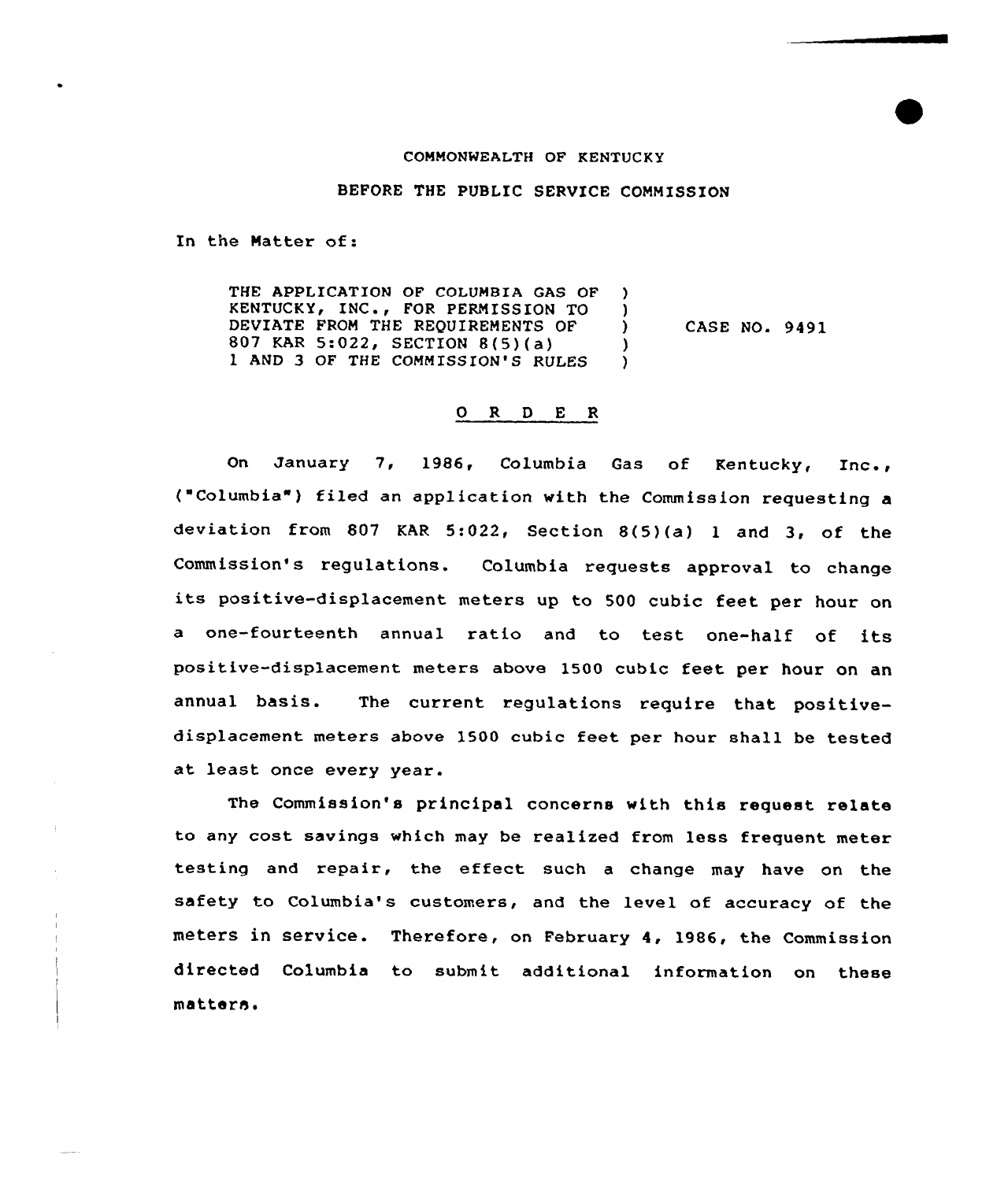COMMONWEALTH OF KENTUCKY

BEFORE THE PUBLIC SERVICE COMMISSION

In the Matter of:

| | | |
|---|---|---|
| THE APPLICATION OF COLUMBIA GAS OF KENTUCKY, INC., FOR PERMISSION TO DEVIATE FROM THE REQUIREMENTS OF 807 KAR 5:022, SECTION 8(5)(a) 1 AND 3 OF THE COMMISSION'S RULES | ) | CASE NO. 9491 |

## O R D E R

On January 7, 1986, Columbia Gas of Kentucky, Inc., ("Columbia") filed an application with the Commission requesting a deviation from 807 KAR 5:022, Section 8(5)(a) 1 and 3, of the Commission's regulations. Columbia requests approval to change its positive-displacement meters up to 500 cubic feet per hour on a one-fourteenth annual ratio and to test one-half of its positive-displacement meters above 1500 cubic feet per hour on an annual basis. The current regulations require that positive-displacement meters above 1500 cubic feet per hour shall be tested at least once every year.

The Commission's principal concerns with this request relate to any cost savings which may be realized from less frequent meter testing and repair, the effect such a change may have on the safety to Columbia's customers, and the level of accuracy of the meters in service. Therefore, on February 4, 1986, the Commission directed Columbia to submit additional information on these matters.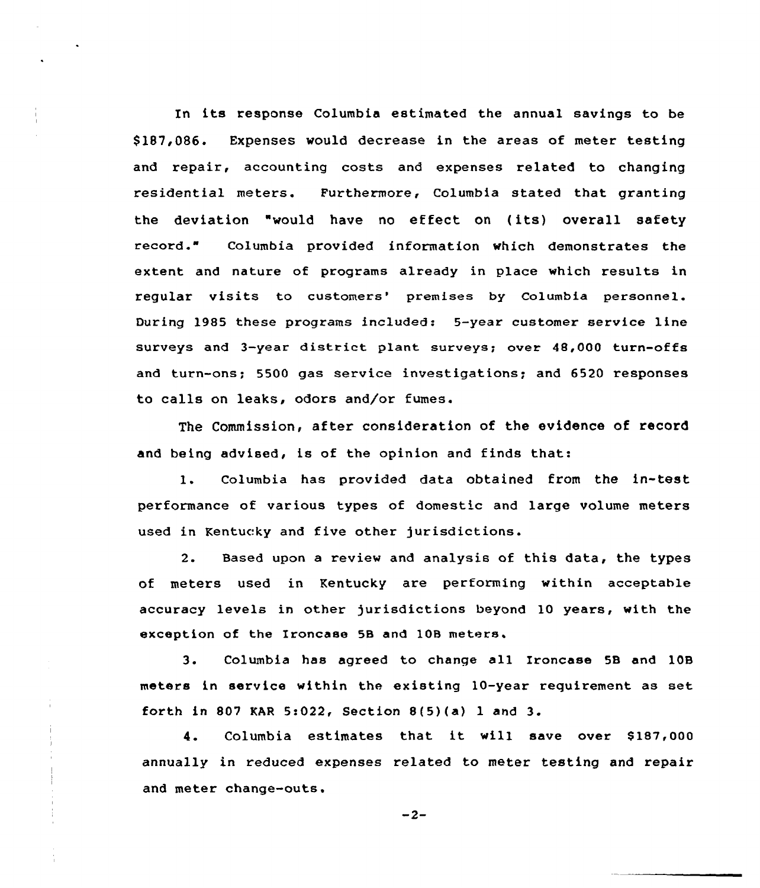In its response Columbia estimated the annual savings to be $187,086. Expenses would decrease in the areas of meter testing and repair, accounting costs and expenses related to changing residential meters. Furthermore, Columbia stated that granting the deviation "would have no effect on (its) overall safety record." Columbia provided information which demonstrates the extent and nature of programs already in place which results in regular visits to customers' premises by Columbia personnel. During 1985 these programs included: 5-year customer service line surveys and 3-year district plant surveys; over 48,000 turn-offs and turn-ons; 5500 gas service investigations; and 6520 responses to calls on leaks, odors and/or fumes.

The Commission, after consideration of the evidence of record and being advised, is of the opinion and finds that:

1. Columbia has provided data obtained from the in-test performance of various types of domestic and large volume meters used in Kentucky and five other jurisdictions.

2. Based upon a review and analysis of this data, the types of meters used in Kentucky are performing within acceptable accuracy levels in other jurisdictions beyond 10 years, with the exception of the Ironcase 5B and 10B meters.

3. Columbia has agreed to change all Ironcase 5B and 10B meters in service within the existing 10-year requirement as set forth in 807 KAR 5:022, Section 8(5)(a) 1 and 3.

4. Columbia estimates that it will save over $187,000 annually in reduced expenses related to meter testing and repair and meter change-outs.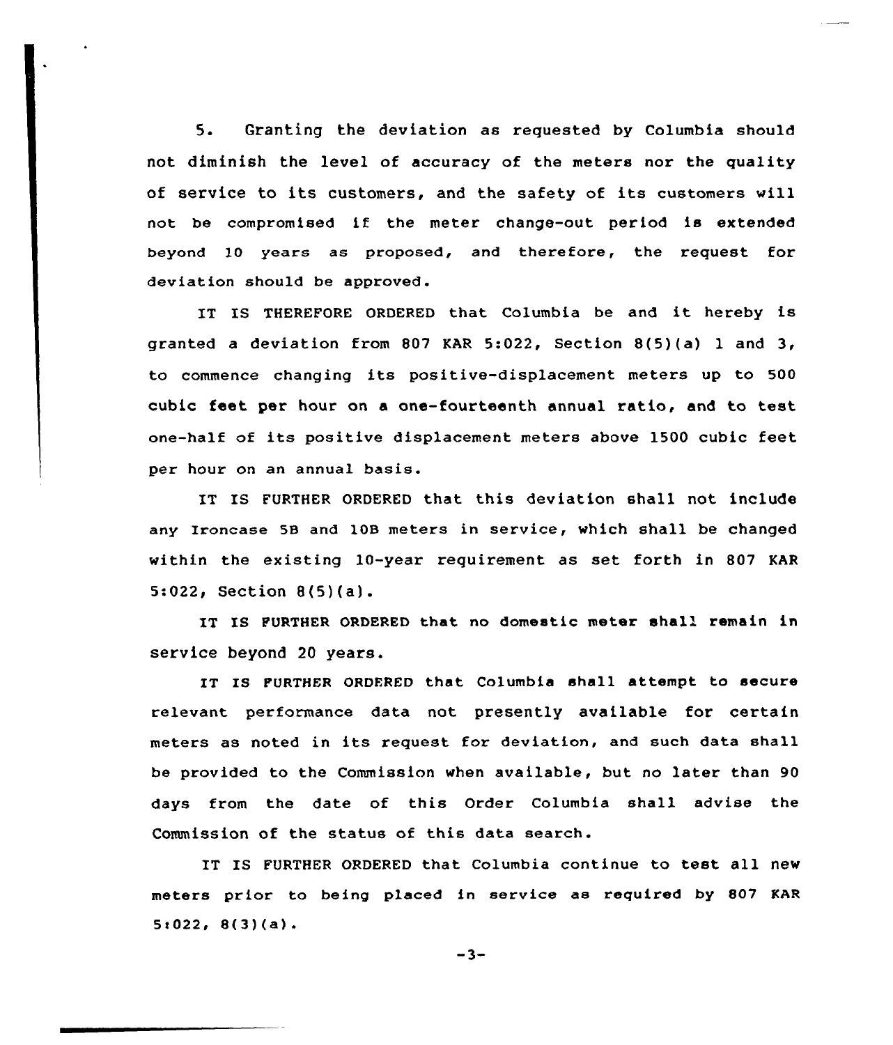5. Granting the deviation as requested by Columbia should not diminish the level of accuracy of the meters nor the quality of service to its customers, and the safety of its customers will not be compromised if the meter change-out period is extended beyond 10 years as proposed, and therefore, the request for deviation should be approved.

IT IS THEREFORE ORDERED that Columbia be and it hereby is granted a deviation from 807 KAR 5:022, Section 8(5)(a) 1 and 3, to commence changing its positive-displacement meters up to 500 cubic feet per hour on a one-fourteenth annual ratio, and to test one-half of its positive displacement meters above 1500 cubic feet per hour on an annual basis.

IT IS FURTHER ORDERED that this deviation shall not include any Ironcase 5B and 10B meters in service, which shall be changed within the existing 10-year requirement as set forth in 807 KAR 5:022, Section 8(5)(a).

IT IS FURTHER ORDERED that no domestic meter shall remain in service beyond 20 years.

IT IS FURTHER ORDERED that Columbia shall attempt to secure relevant performance data not presently available for certain meters as noted in its request for deviation, and such data shall be provided to the Commission when available, but no later than 90 days from the date of this Order Columbia shall advise the Commission of the status of this data search.

IT IS FURTHER ORDERED that Columbia continue to test all new meters prior to being placed in service as required by 807 KAR 5:022, 8(3)(a).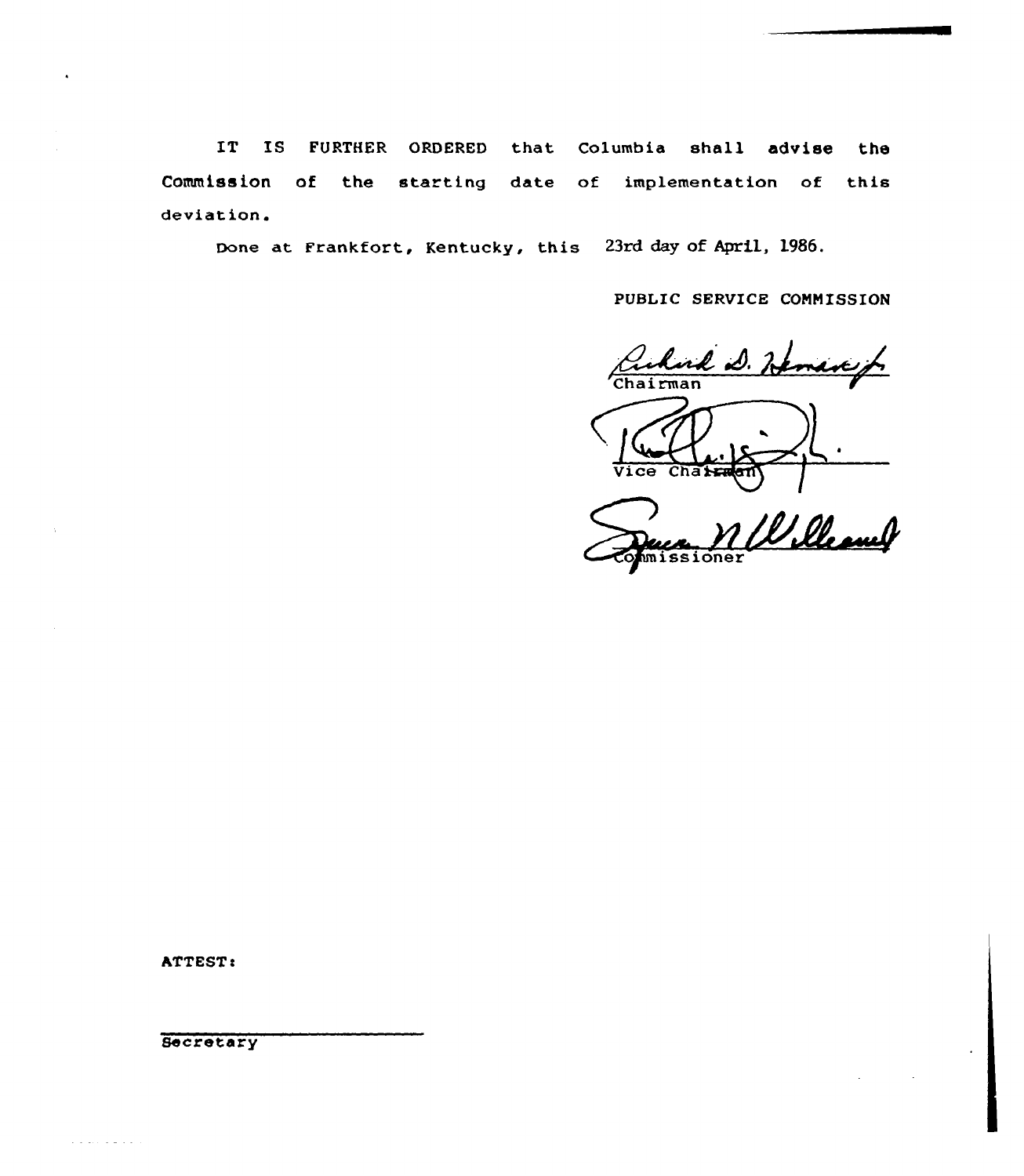IT IS FURTHER ORDERED that Columbia shall advise the Commission of the starting date of implementation of this deviation.

Done at Frankfort, Kentucky, this 23rd day of April, 1986.

PUBLIC SERVICE COMMISSION

Chairman

Vice Chairman

Commissioner

ATTEST:

Secretary